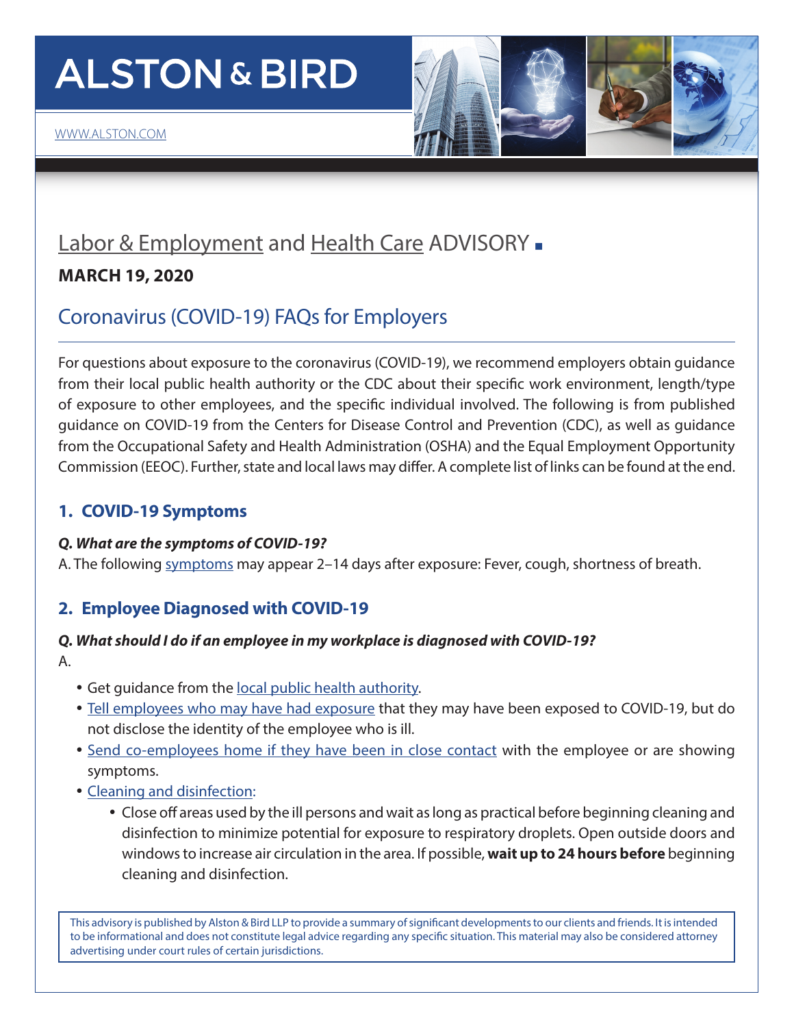# ALSTON & BIRD

WWW.ALSTON.COM

## Labor & Employment and Health Care ADVISORY ■

**MARCH 19, 2020**

## Coronavirus (COVID-19) FAQs for Employers

For questions about exposure to the coronavirus (COVID-19), we recommend employers obtain guidance from their local public health authority or the CDC about their specific work environment, length/type of exposure to other employees, and the specific individual involved. The following is from published guidance on COVID-19 from the Centers for Disease Control and Prevention (CDC), as well as guidance from the Occupational Safety and Health Administration (OSHA) and the Equal Employment Opportunity Commission (EEOC). Further, state and local laws may differ. A complete list of links can be found at the end.

### 1. COVID-19 Symptoms

***Q. What are the symptoms of COVID-19?***

A. The following symptoms may appear 2–14 days after exposure: Fever, cough, shortness of breath.

### 2. Employee Diagnosed with COVID-19

***Q. What should I do if an employee in my workplace is diagnosed with COVID-19?***

A.

- Get guidance from the local public health authority.
- Tell employees who may have had exposure that they may have been exposed to COVID-19, but do not disclose the identity of the employee who is ill.
- Send co-employees home if they have been in close contact with the employee or are showing symptoms.
- Cleaning and disinfection:
  - Close off areas used by the ill persons and wait as long as practical before beginning cleaning and disinfection to minimize potential for exposure to respiratory droplets. Open outside doors and windows to increase air circulation in the area. If possible, **wait up to 24 hours before** beginning cleaning and disinfection.

This advisory is published by Alston & Bird LLP to provide a summary of significant developments to our clients and friends. It is intended to be informational and does not constitute legal advice regarding any specific situation. This material may also be considered attorney advertising under court rules of certain jurisdictions.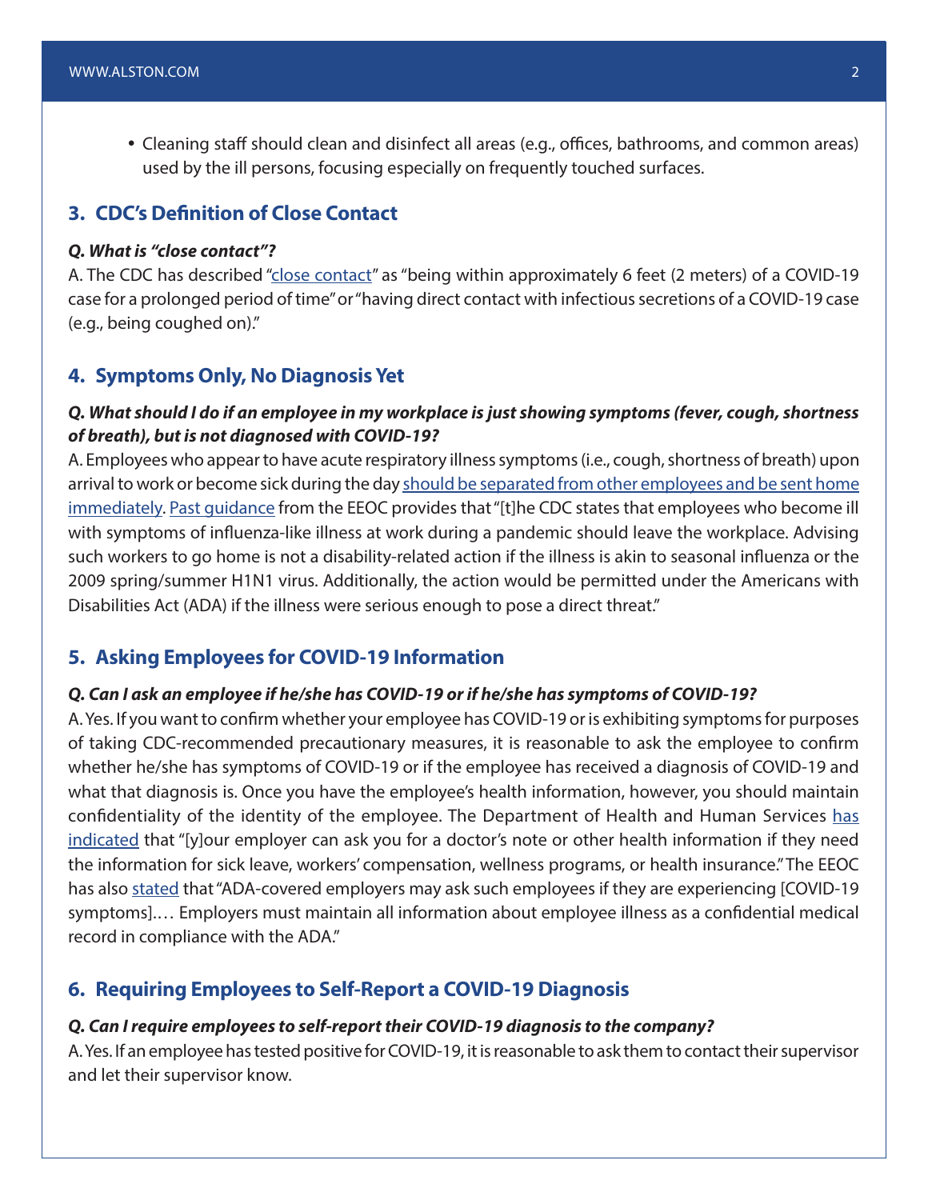- Cleaning staff should clean and disinfect all areas (e.g., offices, bathrooms, and common areas) used by the ill persons, focusing especially on frequently touched surfaces.

## 3. CDC's Definition of Close Contact

***Q. What is "close contact"?***

A. The CDC has described "close contact" as "being within approximately 6 feet (2 meters) of a COVID-19 case for a prolonged period of time" or "having direct contact with infectious secretions of a COVID-19 case (e.g., being coughed on)."

## 4. Symptoms Only, No Diagnosis Yet

***Q. What should I do if an employee in my workplace is just showing symptoms (fever, cough, shortness of breath), but is not diagnosed with COVID-19?***

A. Employees who appear to have acute respiratory illness symptoms (i.e., cough, shortness of breath) upon arrival to work or become sick during the day should be separated from other employees and be sent home immediately. Past guidance from the EEOC provides that "[t]he CDC states that employees who become ill with symptoms of influenza-like illness at work during a pandemic should leave the workplace. Advising such workers to go home is not a disability-related action if the illness is akin to seasonal influenza or the 2009 spring/summer H1N1 virus. Additionally, the action would be permitted under the Americans with Disabilities Act (ADA) if the illness were serious enough to pose a direct threat."

## 5. Asking Employees for COVID-19 Information

***Q. Can I ask an employee if he/she has COVID-19 or if he/she has symptoms of COVID-19?***

A. Yes. If you want to confirm whether your employee has COVID-19 or is exhibiting symptoms for purposes of taking CDC-recommended precautionary measures, it is reasonable to ask the employee to confirm whether he/she has symptoms of COVID-19 or if the employee has received a diagnosis of COVID-19 and what that diagnosis is. Once you have the employee's health information, however, you should maintain confidentiality of the identity of the employee. The Department of Health and Human Services has indicated that "[y]our employer can ask you for a doctor's note or other health information if they need the information for sick leave, workers' compensation, wellness programs, or health insurance." The EEOC has also stated that "ADA-covered employers may ask such employees if they are experiencing [COVID-19 symptoms].… Employers must maintain all information about employee illness as a confidential medical record in compliance with the ADA."

## 6. Requiring Employees to Self-Report a COVID-19 Diagnosis

***Q. Can I require employees to self-report their COVID-19 diagnosis to the company?***

A. Yes. If an employee has tested positive for COVID-19, it is reasonable to ask them to contact their supervisor and let their supervisor know.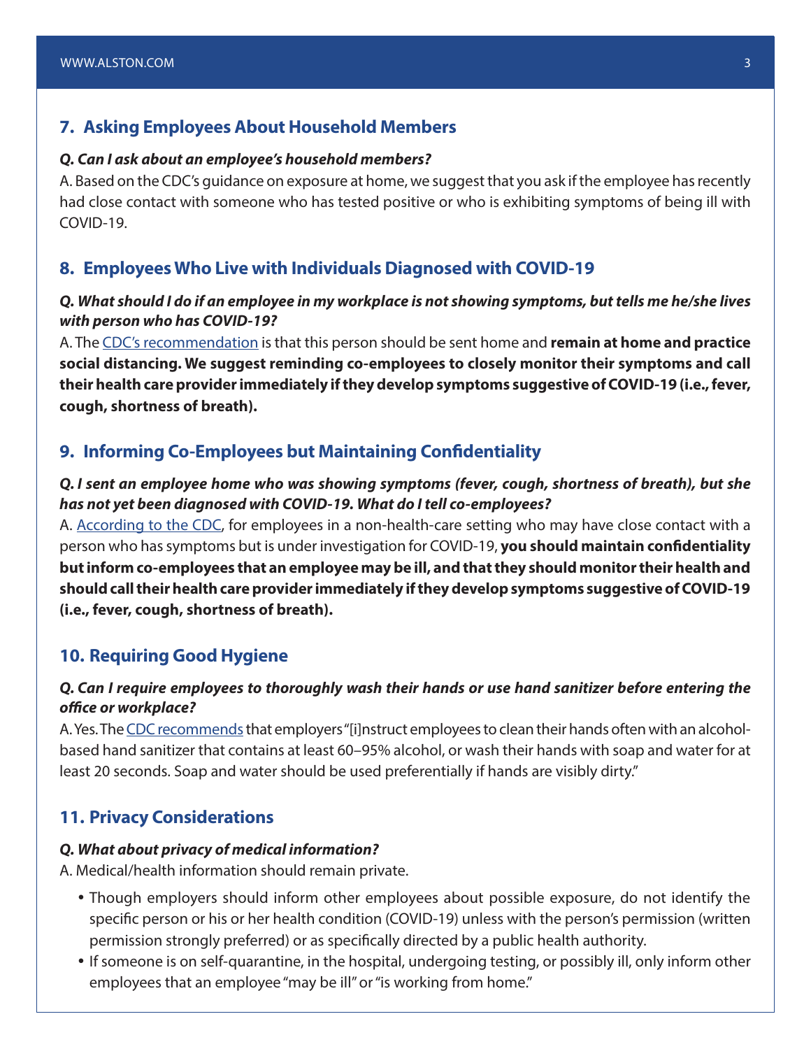## 7. Asking Employees About Household Members

***Q. Can I ask about an employee's household members?***

A. Based on the CDC's guidance on exposure at home, we suggest that you ask if the employee has recently had close contact with someone who has tested positive or who is exhibiting symptoms of being ill with COVID-19.

## 8. Employees Who Live with Individuals Diagnosed with COVID-19

***Q. What should I do if an employee in my workplace is not showing symptoms, but tells me he/she lives with person who has COVID-19?***

A. The CDC's recommendation is that this person should be sent home and **remain at home and practice social distancing. We suggest reminding co-employees to closely monitor their symptoms and call their health care provider immediately if they develop symptoms suggestive of COVID-19 (i.e., fever, cough, shortness of breath).**

## 9. Informing Co-Employees but Maintaining Confidentiality

***Q. I sent an employee home who was showing symptoms (fever, cough, shortness of breath), but she has not yet been diagnosed with COVID-19. What do I tell co-employees?***

A. According to the CDC, for employees in a non-health-care setting who may have close contact with a person who has symptoms but is under investigation for COVID-19, **you should maintain confidentiality but inform co-employees that an employee may be ill, and that they should monitor their health and should call their health care provider immediately if they develop symptoms suggestive of COVID-19 (i.e., fever, cough, shortness of breath).**

## 10. Requiring Good Hygiene

***Q. Can I require employees to thoroughly wash their hands or use hand sanitizer before entering the office or workplace?***

A. Yes. The CDC recommends that employers "[i]nstruct employees to clean their hands often with an alcohol-based hand sanitizer that contains at least 60–95% alcohol, or wash their hands with soap and water for at least 20 seconds. Soap and water should be used preferentially if hands are visibly dirty."

## 11. Privacy Considerations

***Q. What about privacy of medical information?***

A. Medical/health information should remain private.

- Though employers should inform other employees about possible exposure, do not identify the specific person or his or her health condition (COVID-19) unless with the person's permission (written permission strongly preferred) or as specifically directed by a public health authority.
- If someone is on self-quarantine, in the hospital, undergoing testing, or possibly ill, only inform other employees that an employee "may be ill" or "is working from home."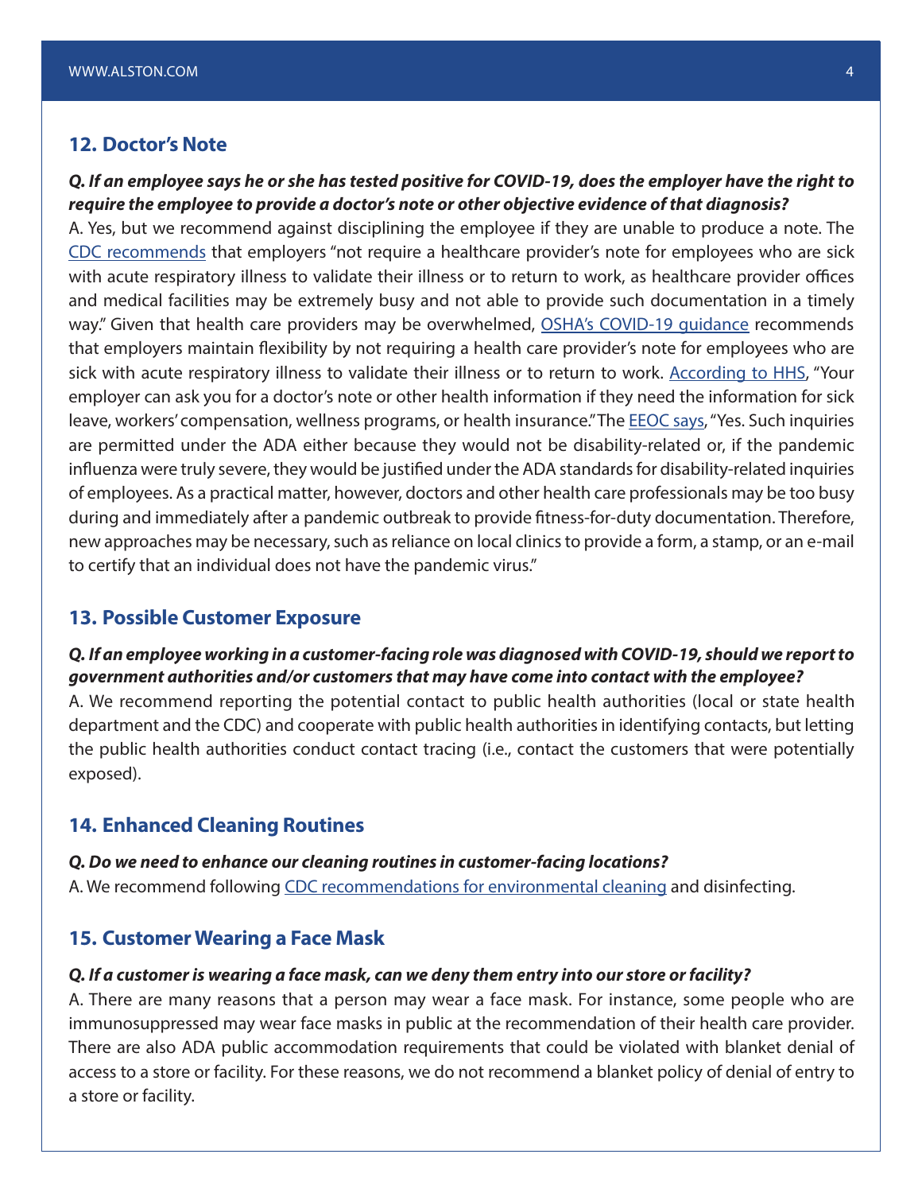## 12. Doctor's Note

***Q. If an employee says he or she has tested positive for COVID-19, does the employer have the right to require the employee to provide a doctor's note or other objective evidence of that diagnosis?***

A. Yes, but we recommend against disciplining the employee if they are unable to produce a note. The CDC recommends that employers "not require a healthcare provider's note for employees who are sick with acute respiratory illness to validate their illness or to return to work, as healthcare provider offices and medical facilities may be extremely busy and not able to provide such documentation in a timely way." Given that health care providers may be overwhelmed, OSHA's COVID-19 guidance recommends that employers maintain flexibility by not requiring a health care provider's note for employees who are sick with acute respiratory illness to validate their illness or to return to work. According to HHS, "Your employer can ask you for a doctor's note or other health information if they need the information for sick leave, workers' compensation, wellness programs, or health insurance." The EEOC says, "Yes. Such inquiries are permitted under the ADA either because they would not be disability-related or, if the pandemic influenza were truly severe, they would be justified under the ADA standards for disability-related inquiries of employees. As a practical matter, however, doctors and other health care professionals may be too busy during and immediately after a pandemic outbreak to provide fitness-for-duty documentation. Therefore, new approaches may be necessary, such as reliance on local clinics to provide a form, a stamp, or an e-mail to certify that an individual does not have the pandemic virus."

## 13. Possible Customer Exposure

***Q. If an employee working in a customer-facing role was diagnosed with COVID-19, should we report to government authorities and/or customers that may have come into contact with the employee?***

A. We recommend reporting the potential contact to public health authorities (local or state health department and the CDC) and cooperate with public health authorities in identifying contacts, but letting the public health authorities conduct contact tracing (i.e., contact the customers that were potentially exposed).

## 14. Enhanced Cleaning Routines

***Q. Do we need to enhance our cleaning routines in customer-facing locations?***

A. We recommend following CDC recommendations for environmental cleaning and disinfecting.

## 15. Customer Wearing a Face Mask

***Q. If a customer is wearing a face mask, can we deny them entry into our store or facility?***

A. There are many reasons that a person may wear a face mask. For instance, some people who are immunosuppressed may wear face masks in public at the recommendation of their health care provider. There are also ADA public accommodation requirements that could be violated with blanket denial of access to a store or facility. For these reasons, we do not recommend a blanket policy of denial of entry to a store or facility.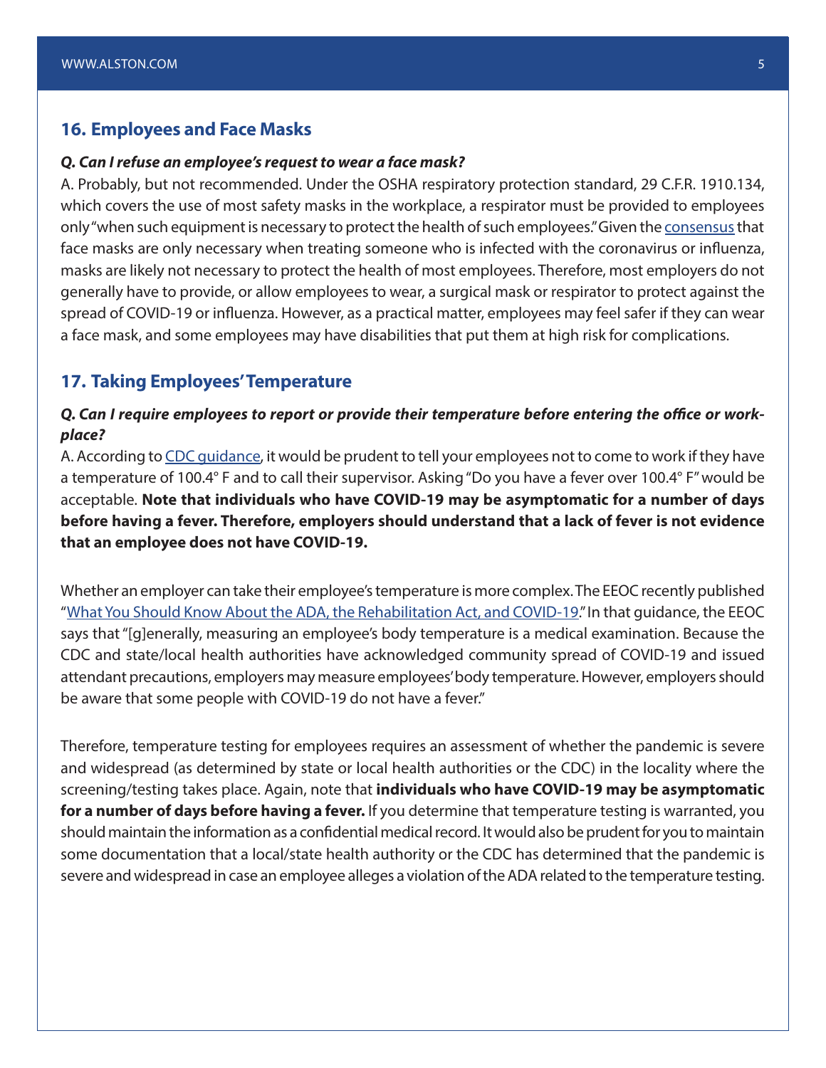## 16. Employees and Face Masks

***Q. Can I refuse an employee's request to wear a face mask?***

A. Probably, but not recommended. Under the OSHA respiratory protection standard, 29 C.F.R. 1910.134, which covers the use of most safety masks in the workplace, a respirator must be provided to employees only "when such equipment is necessary to protect the health of such employees." Given the consensus that face masks are only necessary when treating someone who is infected with the coronavirus or influenza, masks are likely not necessary to protect the health of most employees. Therefore, most employers do not generally have to provide, or allow employees to wear, a surgical mask or respirator to protect against the spread of COVID-19 or influenza. However, as a practical matter, employees may feel safer if they can wear a face mask, and some employees may have disabilities that put them at high risk for complications.

## 17. Taking Employees' Temperature

***Q. Can I require employees to report or provide their temperature before entering the office or workplace?***

A. According to CDC guidance, it would be prudent to tell your employees not to come to work if they have a temperature of 100.4° F and to call their supervisor. Asking "Do you have a fever over 100.4° F" would be acceptable. **Note that individuals who have COVID-19 may be asymptomatic for a number of days before having a fever. Therefore, employers should understand that a lack of fever is not evidence that an employee does not have COVID-19.**

Whether an employer can take their employee's temperature is more complex. The EEOC recently published "What You Should Know About the ADA, the Rehabilitation Act, and COVID-19." In that guidance, the EEOC says that "[g]enerally, measuring an employee's body temperature is a medical examination. Because the CDC and state/local health authorities have acknowledged community spread of COVID-19 and issued attendant precautions, employers may measure employees' body temperature. However, employers should be aware that some people with COVID-19 do not have a fever."

Therefore, temperature testing for employees requires an assessment of whether the pandemic is severe and widespread (as determined by state or local health authorities or the CDC) in the locality where the screening/testing takes place. Again, note that **individuals who have COVID-19 may be asymptomatic for a number of days before having a fever.** If you determine that temperature testing is warranted, you should maintain the information as a confidential medical record. It would also be prudent for you to maintain some documentation that a local/state health authority or the CDC has determined that the pandemic is severe and widespread in case an employee alleges a violation of the ADA related to the temperature testing.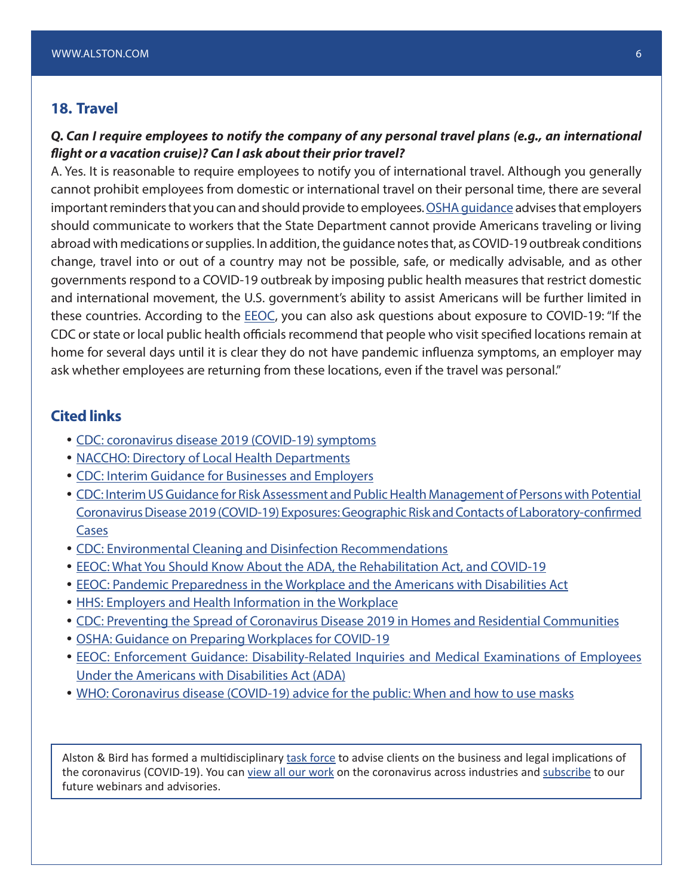## 18. Travel

***Q. Can I require employees to notify the company of any personal travel plans (e.g., an international flight or a vacation cruise)? Can I ask about their prior travel?***

A. Yes. It is reasonable to require employees to notify you of international travel. Although you generally cannot prohibit employees from domestic or international travel on their personal time, there are several important reminders that you can and should provide to employees. OSHA guidance advises that employers should communicate to workers that the State Department cannot provide Americans traveling or living abroad with medications or supplies. In addition, the guidance notes that, as COVID-19 outbreak conditions change, travel into or out of a country may not be possible, safe, or medically advisable, and as other governments respond to a COVID-19 outbreak by imposing public health measures that restrict domestic and international movement, the U.S. government's ability to assist Americans will be further limited in these countries. According to the EEOC, you can also ask questions about exposure to COVID-19: "If the CDC or state or local public health officials recommend that people who visit specified locations remain at home for several days until it is clear they do not have pandemic influenza symptoms, an employer may ask whether employees are returning from these locations, even if the travel was personal."

## Cited links

- CDC: coronavirus disease 2019 (COVID-19) symptoms
- NACCHO: Directory of Local Health Departments
- CDC: Interim Guidance for Businesses and Employers
- CDC: Interim US Guidance for Risk Assessment and Public Health Management of Persons with Potential Coronavirus Disease 2019 (COVID-19) Exposures: Geographic Risk and Contacts of Laboratory-confirmed Cases
- CDC: Environmental Cleaning and Disinfection Recommendations
- EEOC: What You Should Know About the ADA, the Rehabilitation Act, and COVID-19
- EEOC: Pandemic Preparedness in the Workplace and the Americans with Disabilities Act
- HHS: Employers and Health Information in the Workplace
- CDC: Preventing the Spread of Coronavirus Disease 2019 in Homes and Residential Communities
- OSHA: Guidance on Preparing Workplaces for COVID-19
- EEOC: Enforcement Guidance: Disability-Related Inquiries and Medical Examinations of Employees Under the Americans with Disabilities Act (ADA)
- WHO: Coronavirus disease (COVID-19) advice for the public: When and how to use masks

Alston & Bird has formed a multidisciplinary task force to advise clients on the business and legal implications of the coronavirus (COVID-19). You can view all our work on the coronavirus across industries and subscribe to our future webinars and advisories.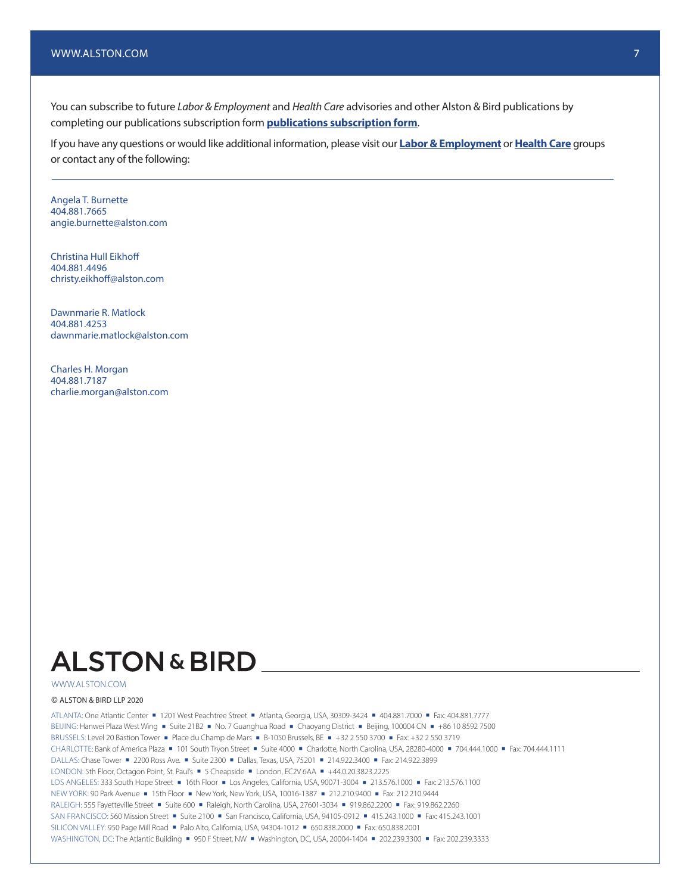You can subscribe to future *Labor & Employment* and *Health Care* advisories and other Alston & Bird publications by completing our publications subscription form **publications subscription form**.

If you have any questions or would like additional information, please visit our **Labor & Employment** or **Health Care** groups or contact any of the following:

---

Angela T. Burnette
404.881.7665
angie.burnette@alston.com

Christina Hull Eikhoff
404.881.4496
christy.eikhoff@alston.com

Dawnmarie R. Matlock
404.881.4253
dawnmarie.matlock@alston.com

Charles H. Morgan
404.881.7187
charlie.morgan@alston.com

# ALSTON & BIRD

WWW.ALSTON.COM

© ALSTON & BIRD LLP 2020

ATLANTA: One Atlantic Center ▪ 1201 West Peachtree Street ▪ Atlanta, Georgia, USA, 30309-3424 ▪ 404.881.7000 ▪ Fax: 404.881.7777
BEIJING: Hanwei Plaza West Wing ▪ Suite 21B2 ▪ No. 7 Guanghua Road ▪ Chaoyang District ▪ Beijing, 100004 CN ▪ +86 10 8592 7500
BRUSSELS: Level 20 Bastion Tower ▪ Place du Champ de Mars ▪ B-1050 Brussels, BE ▪ +32 2 550 3700 ▪ Fax: +32 2 550 3719
CHARLOTTE: Bank of America Plaza ▪ 101 South Tryon Street ▪ Suite 4000 ▪ Charlotte, North Carolina, USA, 28280-4000 ▪ 704.444.1000 ▪ Fax: 704.444.1111
DALLAS: Chase Tower ▪ 2200 Ross Ave. ▪ Suite 2300 ▪ Dallas, Texas, USA, 75201 ▪ 214.922.3400 ▪ Fax: 214.922.3899
LONDON: 5th Floor, Octagon Point, St. Paul's ▪ 5 Cheapside ▪ London, EC2V 6AA ▪ +44.0.20.3823.2225
LOS ANGELES: 333 South Hope Street ▪ 16th Floor ▪ Los Angeles, California, USA, 90071-3004 ▪ 213.576.1000 ▪ Fax: 213.576.1100
NEW YORK: 90 Park Avenue ▪ 15th Floor ▪ New York, New York, USA, 10016-1387 ▪ 212.210.9400 ▪ Fax: 212.210.9444
RALEIGH: 555 Fayetteville Street ▪ Suite 600 ▪ Raleigh, North Carolina, USA, 27601-3034 ▪ 919.862.2200 ▪ Fax: 919.862.2260
SAN FRANCISCO: 560 Mission Street ▪ Suite 2100 ▪ San Francisco, California, USA, 94105-0912 ▪ 415.243.1000 ▪ Fax: 415.243.1001
SILICON VALLEY: 950 Page Mill Road ▪ Palo Alto, California, USA, 94304-1012 ▪ 650.838.2000 ▪ Fax: 650.838.2001
WASHINGTON, DC: The Atlantic Building ▪ 950 F Street, NW ▪ Washington, DC, USA, 20004-1404 ▪ 202.239.3300 ▪ Fax: 202.239.3333